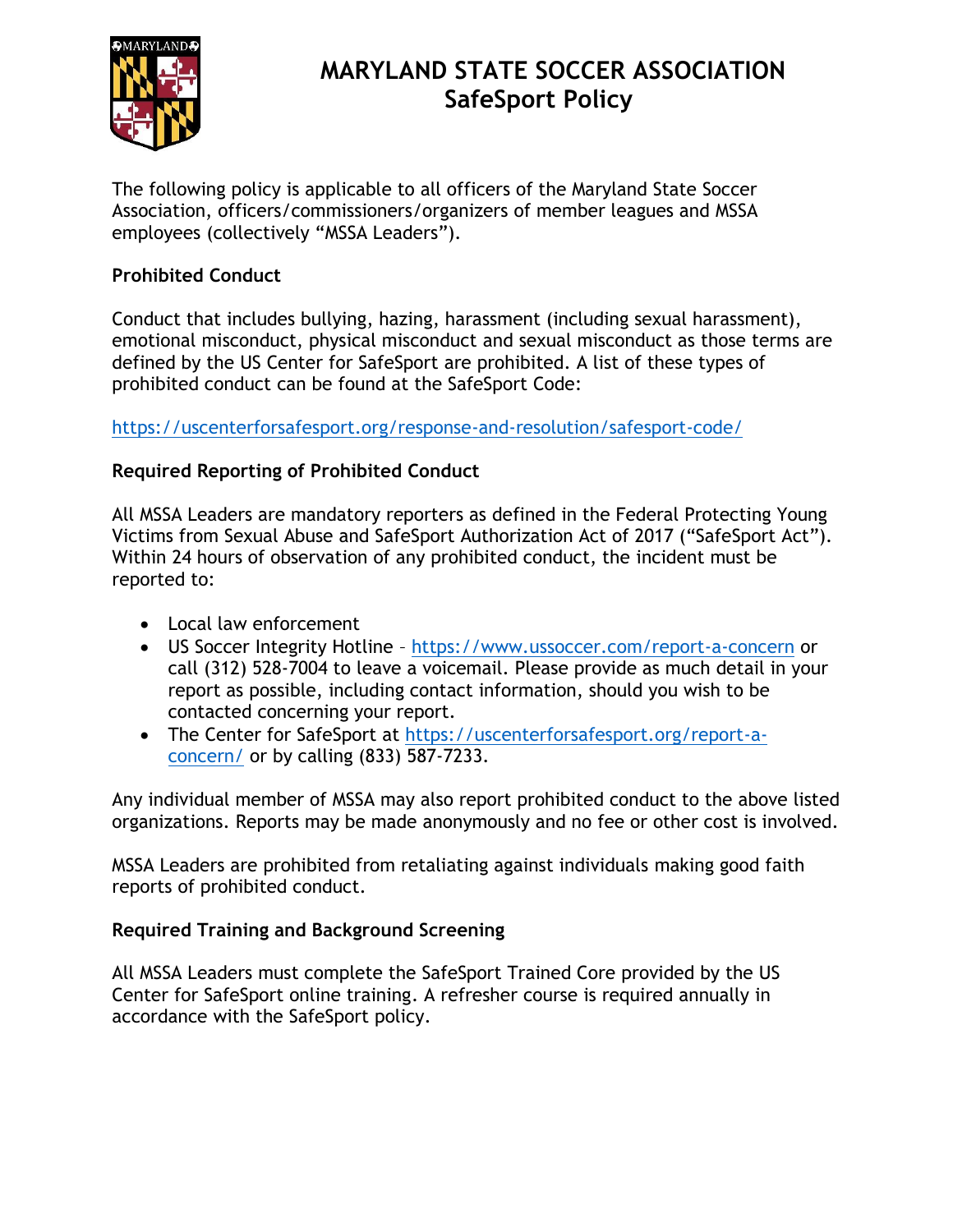# MARYLAND STATE SOCCER ASSOCIATION
## SafeSport Policy

The following policy is applicable to all officers of the Maryland State Soccer Association, officers/commissioners/organizers of member leagues and MSSA employees (collectively "MSSA Leaders").

**Prohibited Conduct**

Conduct that includes bullying, hazing, harassment (including sexual harassment), emotional misconduct, physical misconduct and sexual misconduct as those terms are defined by the US Center for SafeSport are prohibited. A list of these types of prohibited conduct can be found at the SafeSport Code:

https://uscenterforsafesport.org/response-and-resolution/safesport-code/

**Required Reporting of Prohibited Conduct**

All MSSA Leaders are mandatory reporters as defined in the Federal Protecting Young Victims from Sexual Abuse and SafeSport Authorization Act of 2017 ("SafeSport Act"). Within 24 hours of observation of any prohibited conduct, the incident must be reported to:

- Local law enforcement
- US Soccer Integrity Hotline – https://www.ussoccer.com/report-a-concern or call (312) 528-7004 to leave a voicemail. Please provide as much detail in your report as possible, including contact information, should you wish to be contacted concerning your report.
- The Center for SafeSport at https://uscenterforsafesport.org/report-a-concern/ or by calling (833) 587-7233.

Any individual member of MSSA may also report prohibited conduct to the above listed organizations. Reports may be made anonymously and no fee or other cost is involved.

MSSA Leaders are prohibited from retaliating against individuals making good faith reports of prohibited conduct.

**Required Training and Background Screening**

All MSSA Leaders must complete the SafeSport Trained Core provided by the US Center for SafeSport online training. A refresher course is required annually in accordance with the SafeSport policy.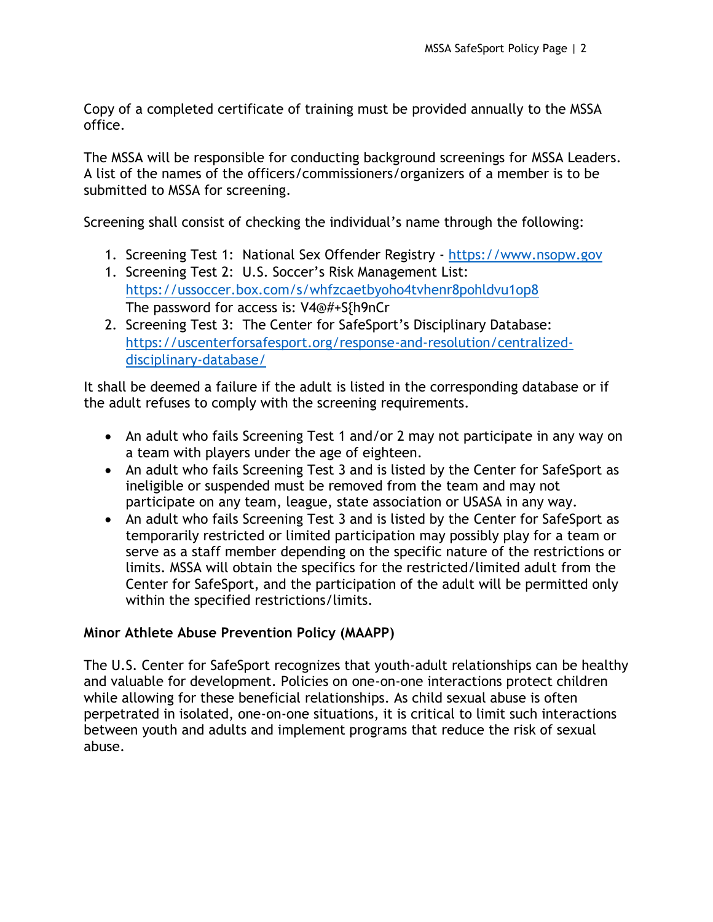Copy of a completed certificate of training must be provided annually to the MSSA office.

The MSSA will be responsible for conducting background screenings for MSSA Leaders. A list of the names of the officers/commissioners/organizers of a member is to be submitted to MSSA for screening.

Screening shall consist of checking the individual's name through the following:

1. Screening Test 1: National Sex Offender Registry - https://www.nsopw.gov
1. Screening Test 2: U.S. Soccer's Risk Management List: https://ussoccer.box.com/s/whfzcaetbyoho4tvhenr8pohldvu1op8
   The password for access is: V4@#+S{h9nCr
2. Screening Test 3: The Center for SafeSport's Disciplinary Database: https://uscenterforsafesport.org/response-and-resolution/centralized-disciplinary-database/

It shall be deemed a failure if the adult is listed in the corresponding database or if the adult refuses to comply with the screening requirements.

- An adult who fails Screening Test 1 and/or 2 may not participate in any way on a team with players under the age of eighteen.
- An adult who fails Screening Test 3 and is listed by the Center for SafeSport as ineligible or suspended must be removed from the team and may not participate on any team, league, state association or USASA in any way.
- An adult who fails Screening Test 3 and is listed by the Center for SafeSport as temporarily restricted or limited participation may possibly play for a team or serve as a staff member depending on the specific nature of the restrictions or limits. MSSA will obtain the specifics for the restricted/limited adult from the Center for SafeSport, and the participation of the adult will be permitted only within the specified restrictions/limits.

**Minor Athlete Abuse Prevention Policy (MAAPP)**

The U.S. Center for SafeSport recognizes that youth-adult relationships can be healthy and valuable for development. Policies on one-on-one interactions protect children while allowing for these beneficial relationships. As child sexual abuse is often perpetrated in isolated, one-on-one situations, it is critical to limit such interactions between youth and adults and implement programs that reduce the risk of sexual abuse.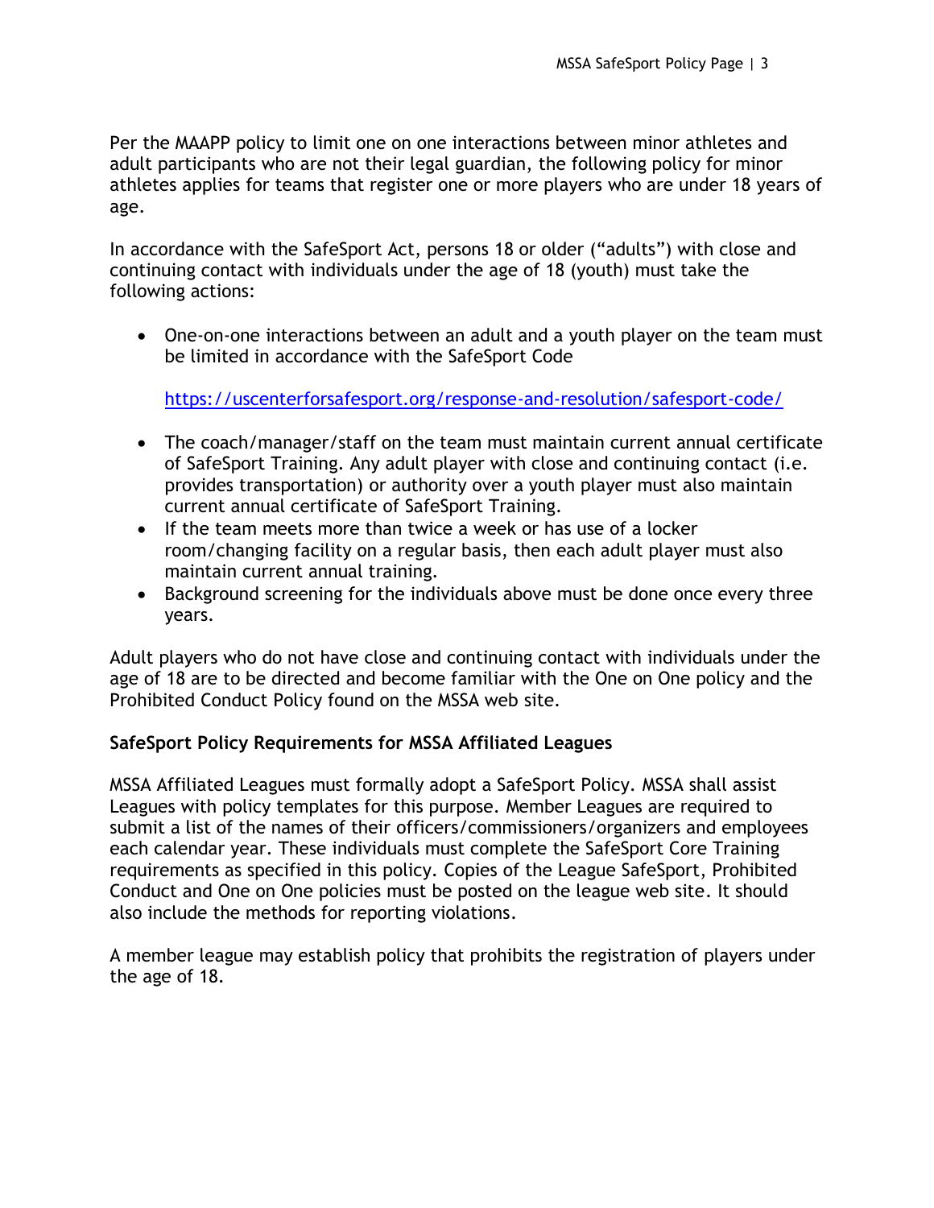Per the MAAPP policy to limit one on one interactions between minor athletes and adult participants who are not their legal guardian, the following policy for minor athletes applies for teams that register one or more players who are under 18 years of age.

In accordance with the SafeSport Act, persons 18 or older ("adults") with close and continuing contact with individuals under the age of 18 (youth) must take the following actions:

- One-on-one interactions between an adult and a youth player on the team must be limited in accordance with the SafeSport Code

  https://uscenterforsafesport.org/response-and-resolution/safesport-code/

- The coach/manager/staff on the team must maintain current annual certificate of SafeSport Training. Any adult player with close and continuing contact (i.e. provides transportation) or authority over a youth player must also maintain current annual certificate of SafeSport Training.
- If the team meets more than twice a week or has use of a locker room/changing facility on a regular basis, then each adult player must also maintain current annual training.
- Background screening for the individuals above must be done once every three years.

Adult players who do not have close and continuing contact with individuals under the age of 18 are to be directed and become familiar with the One on One policy and the Prohibited Conduct Policy found on the MSSA web site.

**SafeSport Policy Requirements for MSSA Affiliated Leagues**

MSSA Affiliated Leagues must formally adopt a SafeSport Policy. MSSA shall assist Leagues with policy templates for this purpose. Member Leagues are required to submit a list of the names of their officers/commissioners/organizers and employees each calendar year. These individuals must complete the SafeSport Core Training requirements as specified in this policy. Copies of the League SafeSport, Prohibited Conduct and One on One policies must be posted on the league web site. It should also include the methods for reporting violations.

A member league may establish policy that prohibits the registration of players under the age of 18.